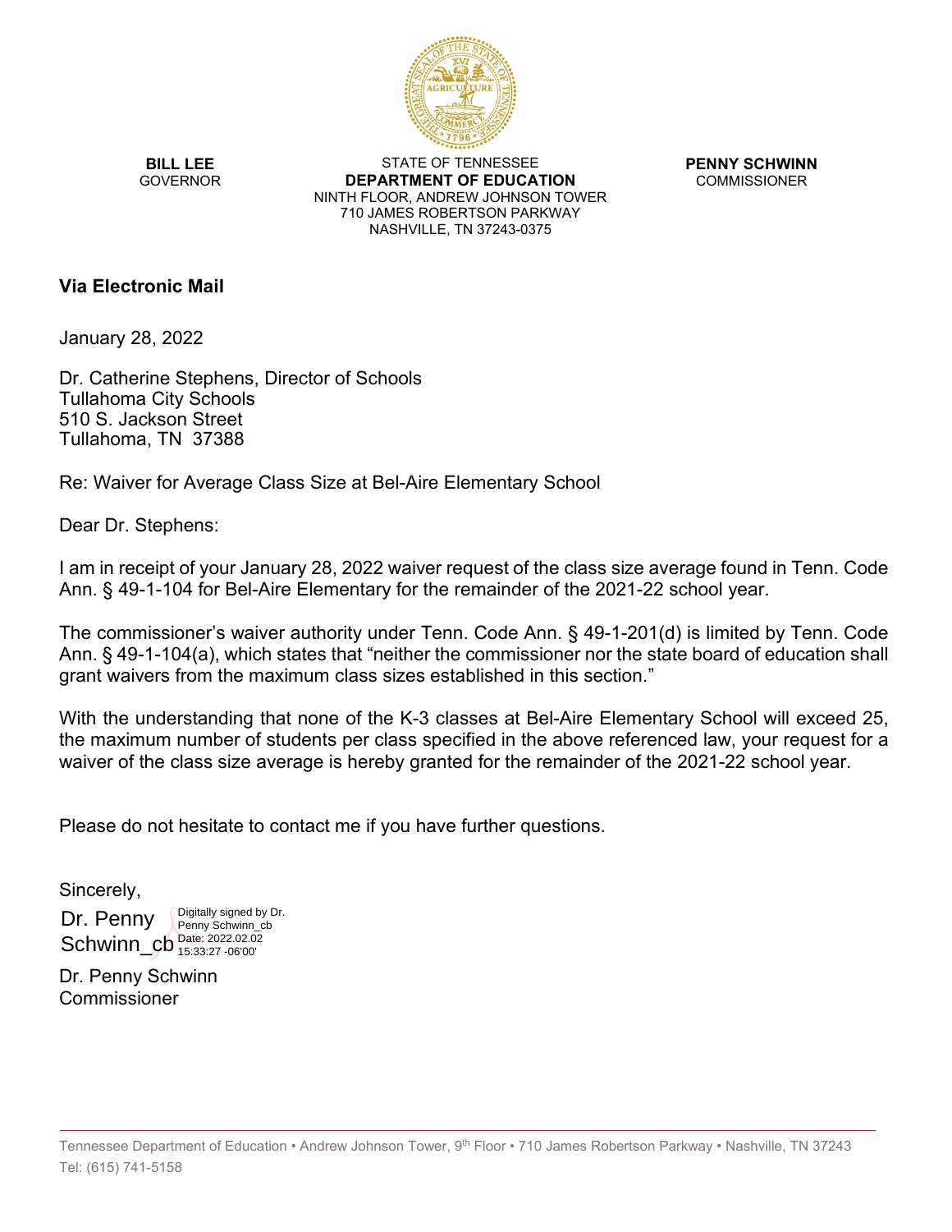**BILL LEE**
GOVERNOR

STATE OF TENNESSEE
**DEPARTMENT OF EDUCATION**
NINTH FLOOR, ANDREW JOHNSON TOWER
710 JAMES ROBERTSON PARKWAY
NASHVILLE, TN 37243-0375

**PENNY SCHWINN**
COMMISSIONER

**Via Electronic Mail**

January 28, 2022

Dr. Catherine Stephens, Director of Schools
Tullahoma City Schools
510 S. Jackson Street
Tullahoma, TN 37388

Re: Waiver for Average Class Size at Bel-Aire Elementary School

Dear Dr. Stephens:

I am in receipt of your January 28, 2022 waiver request of the class size average found in Tenn. Code Ann. § 49-1-104 for Bel-Aire Elementary for the remainder of the 2021-22 school year.

The commissioner's waiver authority under Tenn. Code Ann. § 49-1-201(d) is limited by Tenn. Code Ann. § 49-1-104(a), which states that "neither the commissioner nor the state board of education shall grant waivers from the maximum class sizes established in this section."

With the understanding that none of the K-3 classes at Bel-Aire Elementary School will exceed 25, the maximum number of students per class specified in the above referenced law, your request for a waiver of the class size average is hereby granted for the remainder of the 2021-22 school year.

Please do not hesitate to contact me if you have further questions.

Sincerely,

Dr. Penny Schwinn_cb
Digitally signed by Dr. Penny Schwinn_cb
Date: 2022.02.02 15:33:27 -06'00'

Dr. Penny Schwinn
Commissioner

Tennessee Department of Education • Andrew Johnson Tower, 9th Floor • 710 James Robertson Parkway • Nashville, TN 37243
Tel: (615) 741-5158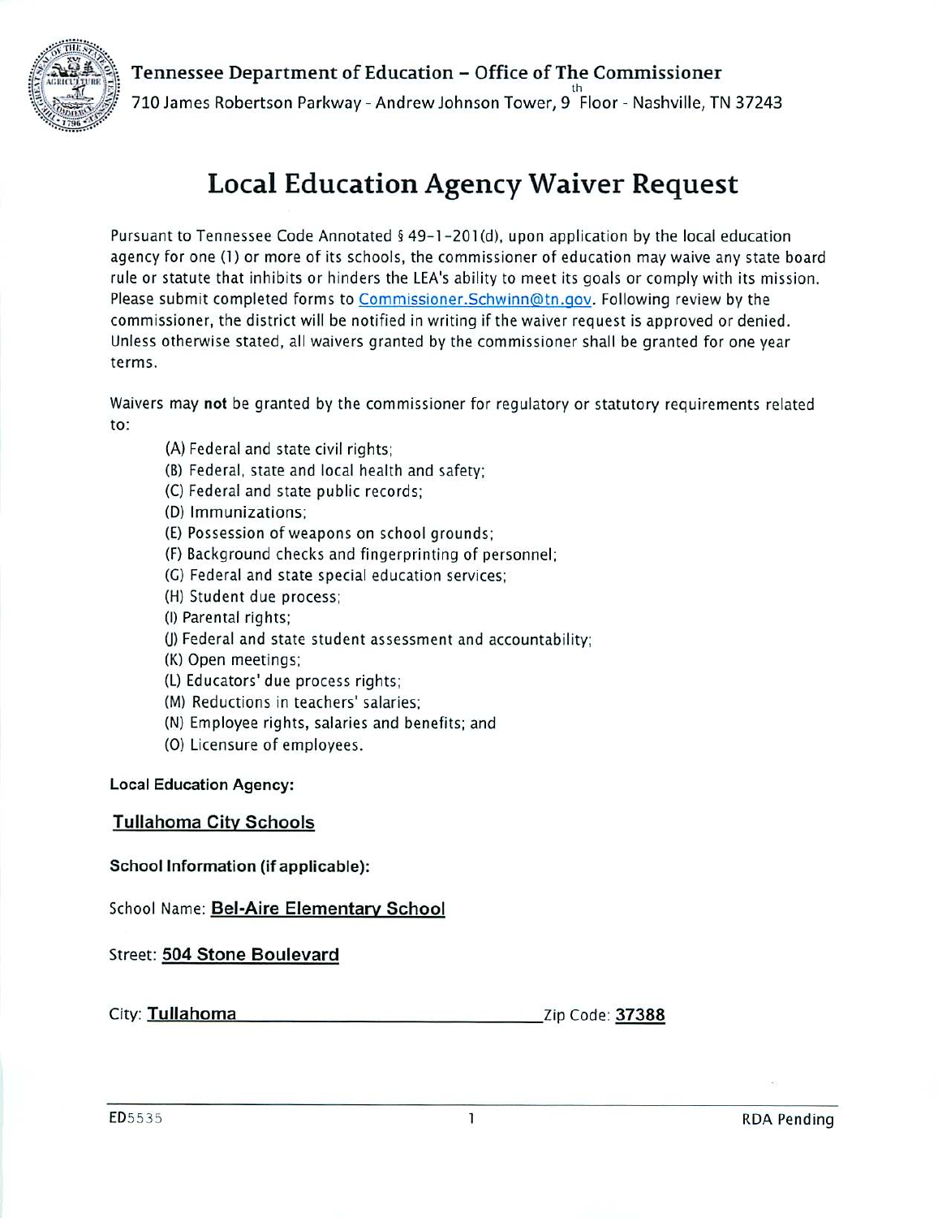Tennessee Department of Education – Office of The Commissioner

710 James Robertson Parkway - Andrew Johnson Tower, 9th Floor - Nashville, TN 37243

# Local Education Agency Waiver Request

Pursuant to Tennessee Code Annotated § 49-1-201(d), upon application by the local education agency for one (1) or more of its schools, the commissioner of education may waive any state board rule or statute that inhibits or hinders the LEA's ability to meet its goals or comply with its mission. Please submit completed forms to Commissioner.Schwinn@tn.gov. Following review by the commissioner, the district will be notified in writing if the waiver request is approved or denied. Unless otherwise stated, all waivers granted by the commissioner shall be granted for one year terms.

Waivers may **not** be granted by the commissioner for regulatory or statutory requirements related to:

(A) Federal and state civil rights;
(B) Federal, state and local health and safety;
(C) Federal and state public records;
(D) Immunizations;
(E) Possession of weapons on school grounds;
(F) Background checks and fingerprinting of personnel;
(G) Federal and state special education services;
(H) Student due process;
(I) Parental rights;
(J) Federal and state student assessment and accountability;
(K) Open meetings;
(L) Educators' due process rights;
(M) Reductions in teachers' salaries;
(N) Employee rights, salaries and benefits; and
(O) Licensure of employees.

**Local Education Agency:**

**Tullahoma City Schools**

**School Information (if applicable):**

School Name: **Bel-Aire Elementary School**

Street: **504 Stone Boulevard**

City: **Tullahoma** Zip Code: **37388**

ED5535 RDA Pending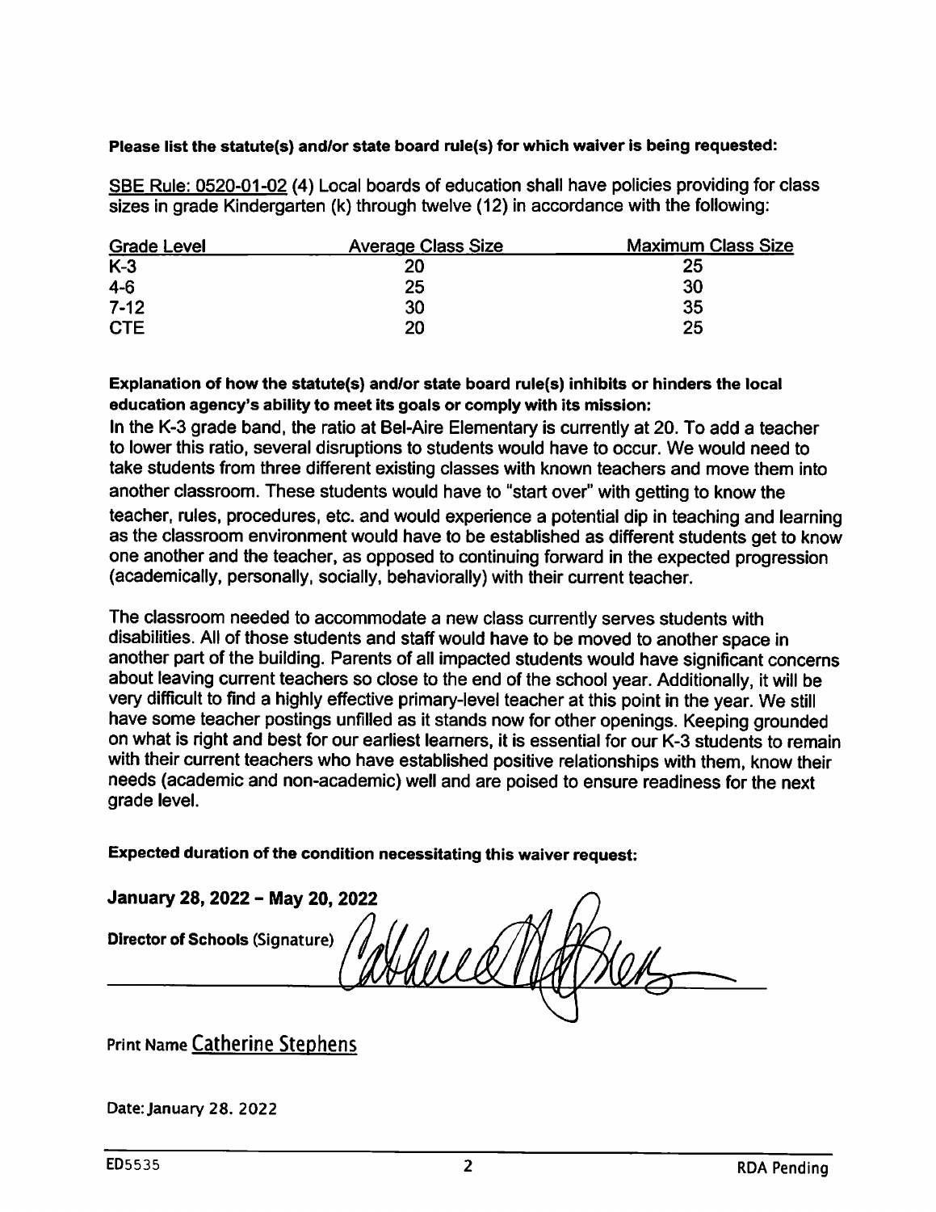**Please list the statute(s) and/or state board rule(s) for which waiver is being requested:**

SBE Rule: 0520-01-02 (4) Local boards of education shall have policies providing for class sizes in grade Kindergarten (k) through twelve (12) in accordance with the following:

| Grade Level | Average Class Size | Maximum Class Size |
|---|---|---|
| K-3 | 20 | 25 |
| 4-6 | 25 | 30 |
| 7-12 | 30 | 35 |
| CTE | 20 | 25 |

**Explanation of how the statute(s) and/or state board rule(s) inhibits or hinders the local education agency's ability to meet its goals or comply with its mission:**

In the K-3 grade band, the ratio at Bel-Aire Elementary is currently at 20. To add a teacher to lower this ratio, several disruptions to students would have to occur. We would need to take students from three different existing classes with known teachers and move them into another classroom. These students would have to "start over" with getting to know the teacher, rules, procedures, etc. and would experience a potential dip in teaching and learning as the classroom environment would have to be established as different students get to know one another and the teacher, as opposed to continuing forward in the expected progression (academically, personally, socially, behaviorally) with their current teacher.

The classroom needed to accommodate a new class currently serves students with disabilities. All of those students and staff would have to be moved to another space in another part of the building. Parents of all impacted students would have significant concerns about leaving current teachers so close to the end of the school year. Additionally, it will be very difficult to find a highly effective primary-level teacher at this point in the year. We still have some teacher postings unfilled as it stands now for other openings. Keeping grounded on what is right and best for our earliest learners, it is essential for our K-3 students to remain with their current teachers who have established positive relationships with them, know their needs (academic and non-academic) well and are poised to ensure readiness for the next grade level.

**Expected duration of the condition necessitating this waiver request:**

**January 28, 2022 – May 20, 2022**

**Director of Schools** (Signature)

Print Name Catherine Stephens

Date: January 28. 2022

ED5535 RDA Pending